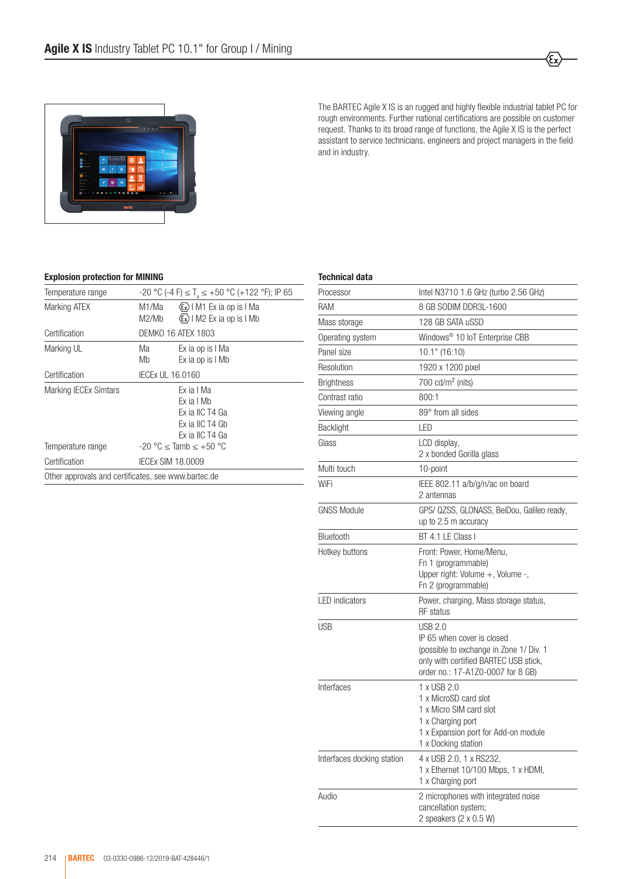# **Agile X IS** Industry Tablet PC 10.1" for Group I / Mining

The BARTEC Agile X IS is an rugged and highly flexible industrial tablet PC for rough environments. Further national certifications are possible on customer request. Thanks to its broad range of functions, the Agile X IS is the perfect assistant to service technicians, engineers and project managers in the field and in industry.

### Explosion protection for MINING

| | | |
|---|---|---|
| Temperature range | -20 °C (-4 F) ≤ $T_a$ ≤ +50 °C (+122 °F); IP 65 | |
| Marking ATEX | M1/Ma<br>M2/Mb | Ex I M1 Ex ia op is I Ma<br>Ex I M2 Ex ia op is I Mb |
| Certification | DEMKO 16 ATEX 1803 | |
| Marking UL | Ma<br>Mb | Ex ia op is I Ma<br>Ex ia op is I Mb |
| Certification | IECEx UL 16.0160 | |
| Marking IECEx Simtars | | Ex ia I Ma<br>Ex ia I Mb<br>Ex ia IIC T4 Ga<br>Ex ia IIC T4 Gb<br>Ex ia IIC T4 Ga |
| Temperature range | -20 °C ≤ Tamb ≤ +50 °C | |
| Certification | IECEx SIM 18.0009 | |
| Other approvals and certificates, see www.bartec.de | | |

### Technical data

| | |
|---|---|
| Processor | Intel N3710 1.6 GHz (turbo 2.56 GHz) |
| RAM | 8 GB SODIM DDR3L-1600 |
| Mass storage | 128 GB SATA uSSD |
| Operating system | Windows® 10 IoT Enterprise CBB |
| Panel size | 10.1" (16:10) |
| Resolution | 1920 x 1200 pixel |
| Brightness | 700 cd/m² (nits) |
| Contrast ratio | 800:1 |
| Viewing angle | 89° from all sides |
| Backlight | LED |
| Glass | LCD display,<br>2 x bonded Gorilla glass |
| Multi touch | 10-point |
| WiFi | IEEE 802.11 a/b/g/n/ac on board<br>2 antennas |
| GNSS Module | GPS/ QZSS, GLONASS, BeiDou, Galileo ready,<br>up to 2.5 m accuracy |
| Bluetooth | BT 4.1 LE Class I |
| Hotkey buttons | Front: Power, Home/Menu,<br>Fn 1 (programmable)<br>Upper right: Volume +, Volume -,<br>Fn 2 (programmable) |
| LED indicators | Power, charging, Mass storage status,<br>RF status |
| USB | USB 2.0<br>IP 65 when cover is closed<br>(possible to exchange in Zone 1/ Div. 1<br>only with certified BARTEC USB stick,<br>order no.: 17-A1Z0-0007 for 8 GB) |
| Interfaces | 1 x USB 2.0<br>1 x MicroSD card slot<br>1 x Micro SIM card slot<br>1 x Charging port<br>1 x Expansion port for Add-on module<br>1 x Docking station |
| Interfaces docking station | 4 x USB 2.0, 1 x RS232,<br>1 x Ethernet 10/100 Mbps, 1 x HDMI,<br>1 x Charging port |
| Audio | 2 microphones with integrated noise<br>cancellation system;<br>2 speakers (2 x 0.5 W) |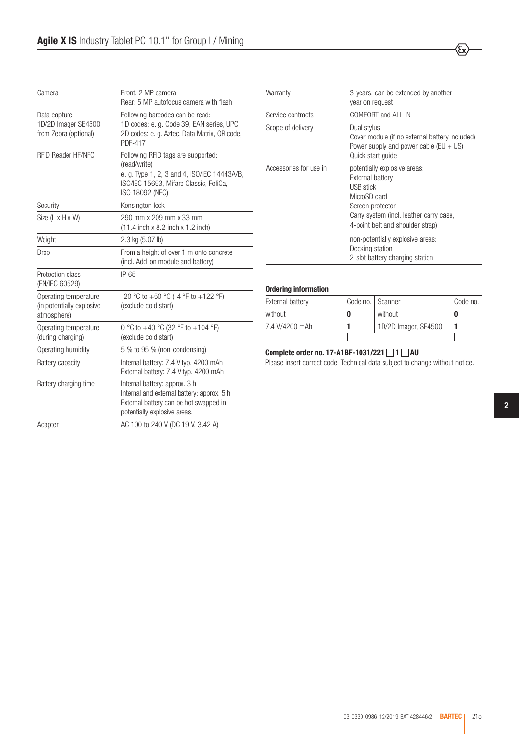## Agile X IS Industry Tablet PC 10.1" for Group I / Mining

| | |
|---|---|
| Camera | Front: 2 MP camera<br>Rear: 5 MP autofocus camera with flash |
| Data capture<br>1D/2D Imager SE4500<br>from Zebra (optional) | Following barcodes can be read:<br>1D codes: e. g. Code 39, EAN series, UPC<br>2D codes: e. g. Aztec, Data Matrix, QR code, PDF-417 |
| RFID Reader HF/NFC | Following RFID tags are supported:<br>(read/write)<br>e. g. Type 1, 2, 3 and 4, ISO/IEC 14443A/B, ISO/IEC 15693, Mifare Classic, FeliCa, ISO 18092 (NFC) |
| Security | Kensington lock |
| Size (L x H x W) | 290 mm x 209 mm x 33 mm<br>(11.4 inch x 8.2 inch x 1.2 inch) |
| Weight | 2.3 kg (5.07 lb) |
| Drop | From a height of over 1 m onto concrete<br>(incl. Add-on module and battery) |
| Protection class<br>(EN/IEC 60529) | IP 65 |
| Operating temperature<br>(in potentially explosive atmosphere) | -20 °C to +50 °C (-4 °F to +122 °F)<br>(exclude cold start) |
| Operating temperature<br>(during charging) | 0 °C to +40 °C (32 °F to +104 °F)<br>(exclude cold start) |
| Operating humidity | 5 % to 95 % (non-condensing) |
| Battery capacity | Internal battery: 7.4 V typ. 4200 mAh<br>External battery: 7.4 V typ. 4200 mAh |
| Battery charging time | Internal battery: approx. 3 h<br>Internal and external battery: approx. 5 h<br>External battery can be hot swapped in potentially explosive areas. |
| Adapter | AC 100 to 240 V (DC 19 V, 3.42 A) |

| | |
|---|---|
| Warranty | 3-years, can be extended by another year on request |
| Service contracts | COMFORT and ALL-IN |
| Scope of delivery | Dual stylus<br>Cover module (if no external battery included)<br>Power supply and power cable (EU + US)<br>Quick start guide |
| Accessories for use in | potentially explosive areas:<br>External battery<br>USB stick<br>MicroSD card<br>Screen protector<br>Carry system (incl. leather carry case, 4-point belt and shoulder strap)<br><br>non-potentially explosive areas:<br>Docking station<br>2-slot battery charging station |

### Ordering information

| External battery | Code no. | Scanner | Code no. |
|---|---|---|---|
| without | **0** | without | **0** |
| 7.4 V/4200 mAh | **1** | 1D/2D Imager, SE4500 | **1** |

**Complete order no. 17-A1BF-1031/221 ☐ 1 ☐ AU**

Please insert correct code. Technical data subject to change without notice.